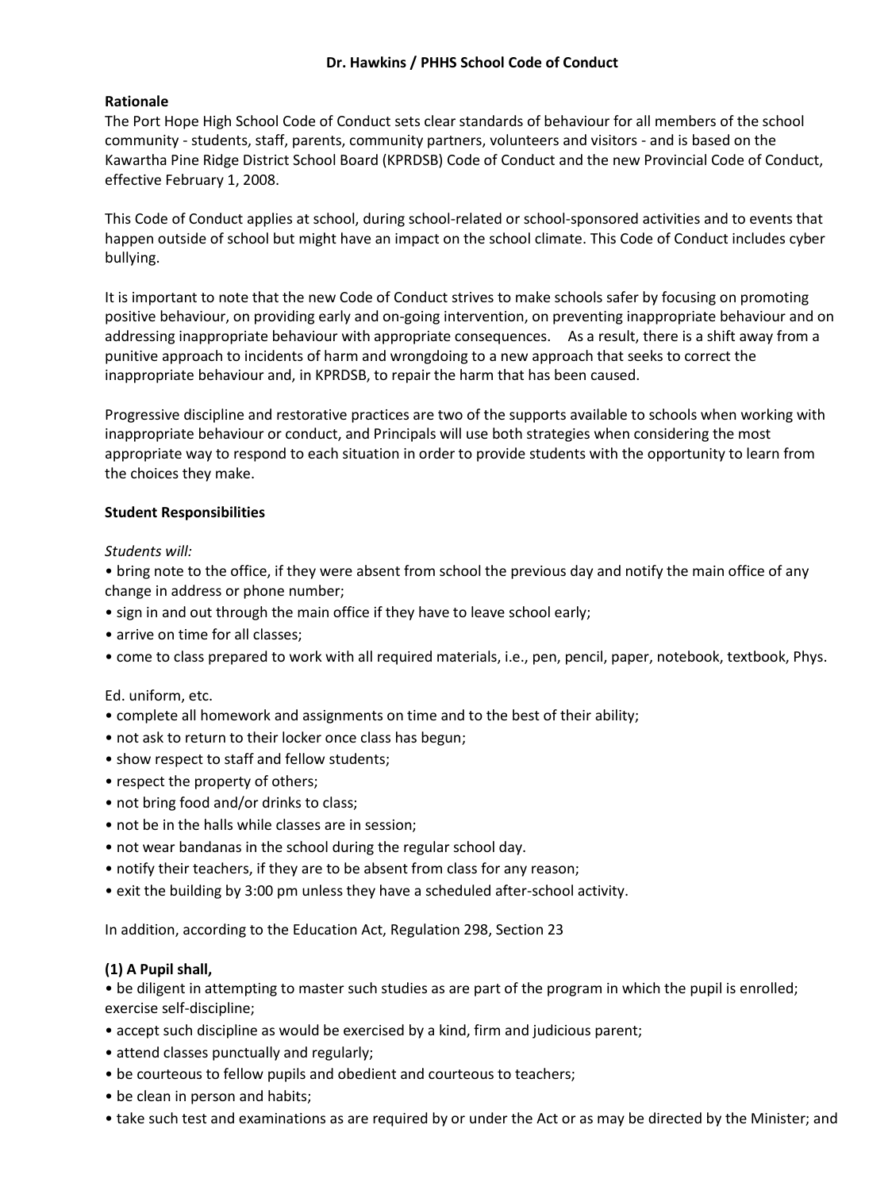**Dr. Hawkins / PHHS School Code of Conduct**

**Rationale**

The Port Hope High School Code of Conduct sets clear standards of behaviour for all members of the school community - students, staff, parents, community partners, volunteers and visitors - and is based on the Kawartha Pine Ridge District School Board (KPRDSB) Code of Conduct and the new Provincial Code of Conduct, effective February 1, 2008.

This Code of Conduct applies at school, during school-related or school-sponsored activities and to events that happen outside of school but might have an impact on the school climate. This Code of Conduct includes cyber bullying.

It is important to note that the new Code of Conduct strives to make schools safer by focusing on promoting positive behaviour, on providing early and on-going intervention, on preventing inappropriate behaviour and on addressing inappropriate behaviour with appropriate consequences. As a result, there is a shift away from a punitive approach to incidents of harm and wrongdoing to a new approach that seeks to correct the inappropriate behaviour and, in KPRDSB, to repair the harm that has been caused.

Progressive discipline and restorative practices are two of the supports available to schools when working with inappropriate behaviour or conduct, and Principals will use both strategies when considering the most appropriate way to respond to each situation in order to provide students with the opportunity to learn from the choices they make.

**Student Responsibilities**

*Students will:*

- bring note to the office, if they were absent from school the previous day and notify the main office of any change in address or phone number;
- sign in and out through the main office if they have to leave school early;
- arrive on time for all classes;
- come to class prepared to work with all required materials, i.e., pen, pencil, paper, notebook, textbook, Phys.

Ed. uniform, etc.

- complete all homework and assignments on time and to the best of their ability;
- not ask to return to their locker once class has begun;
- show respect to staff and fellow students;
- respect the property of others;
- not bring food and/or drinks to class;
- not be in the halls while classes are in session;
- not wear bandanas in the school during the regular school day.
- notify their teachers, if they are to be absent from class for any reason;
- exit the building by 3:00 pm unless they have a scheduled after-school activity.

In addition, according to the Education Act, Regulation 298, Section 23

**(1) A Pupil shall,**

- be diligent in attempting to master such studies as are part of the program in which the pupil is enrolled; exercise self-discipline;
- accept such discipline as would be exercised by a kind, firm and judicious parent;
- attend classes punctually and regularly;
- be courteous to fellow pupils and obedient and courteous to teachers;
- be clean in person and habits;
- take such test and examinations as are required by or under the Act or as may be directed by the Minister; and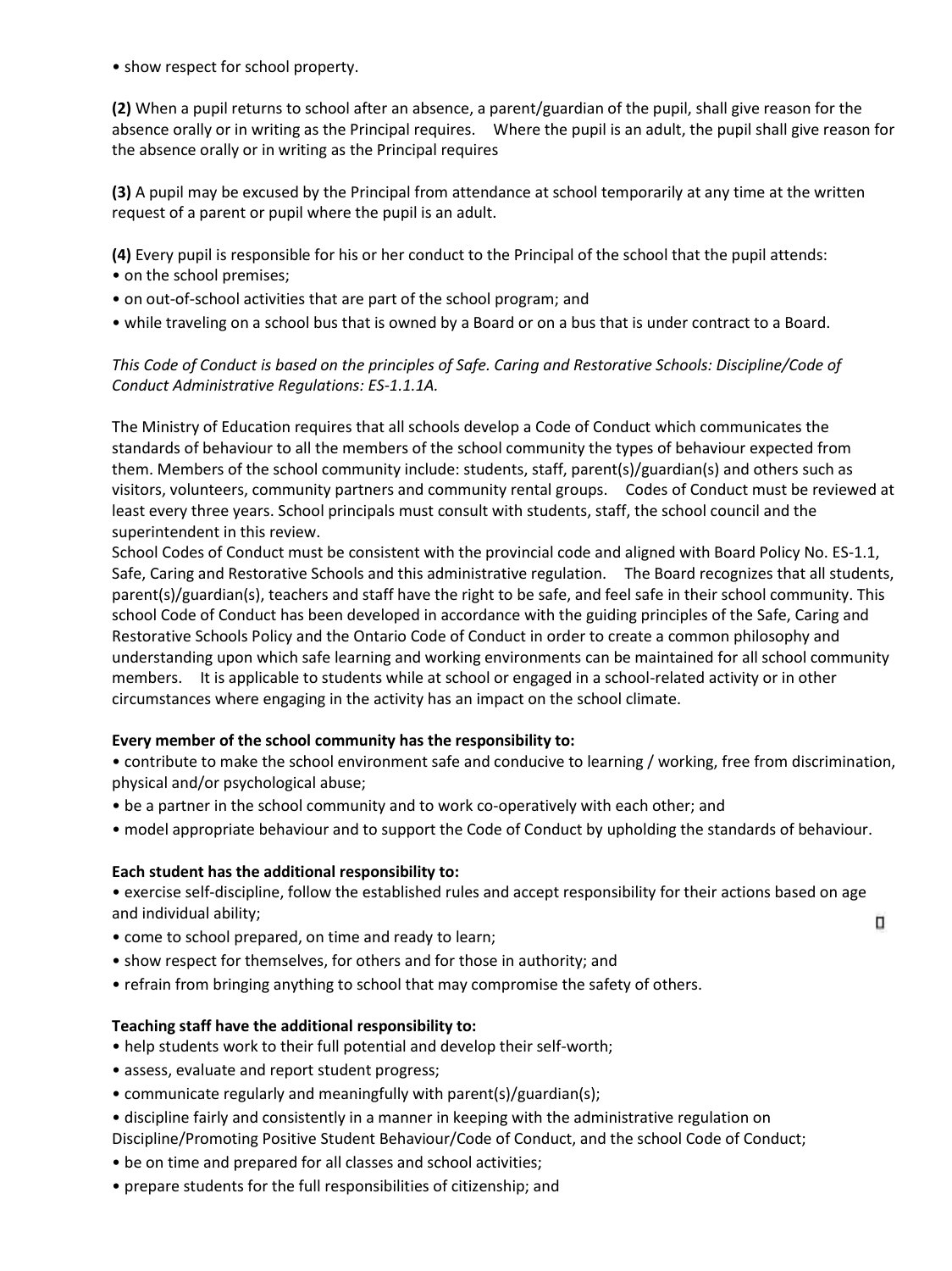• show respect for school property.

**(2)** When a pupil returns to school after an absence, a parent/guardian of the pupil, shall give reason for the absence orally or in writing as the Principal requires. Where the pupil is an adult, the pupil shall give reason for the absence orally or in writing as the Principal requires

**(3)** A pupil may be excused by the Principal from attendance at school temporarily at any time at the written request of a parent or pupil where the pupil is an adult.

**(4)** Every pupil is responsible for his or her conduct to the Principal of the school that the pupil attends:

- on the school premises;
- on out-of-school activities that are part of the school program; and
- while traveling on a school bus that is owned by a Board or on a bus that is under contract to a Board.

*This Code of Conduct is based on the principles of Safe. Caring and Restorative Schools: Discipline/Code of Conduct Administrative Regulations: ES-1.1.1A.*

The Ministry of Education requires that all schools develop a Code of Conduct which communicates the standards of behaviour to all the members of the school community the types of behaviour expected from them. Members of the school community include: students, staff, parent(s)/guardian(s) and others such as visitors, volunteers, community partners and community rental groups. Codes of Conduct must be reviewed at least every three years. School principals must consult with students, staff, the school council and the superintendent in this review.

School Codes of Conduct must be consistent with the provincial code and aligned with Board Policy No. ES-1.1, Safe, Caring and Restorative Schools and this administrative regulation. The Board recognizes that all students, parent(s)/guardian(s), teachers and staff have the right to be safe, and feel safe in their school community. This school Code of Conduct has been developed in accordance with the guiding principles of the Safe, Caring and Restorative Schools Policy and the Ontario Code of Conduct in order to create a common philosophy and understanding upon which safe learning and working environments can be maintained for all school community members. It is applicable to students while at school or engaged in a school-related activity or in other circumstances where engaging in the activity has an impact on the school climate.

**Every member of the school community has the responsibility to:**

- contribute to make the school environment safe and conducive to learning / working, free from discrimination, physical and/or psychological abuse;
- be a partner in the school community and to work co-operatively with each other; and
- model appropriate behaviour and to support the Code of Conduct by upholding the standards of behaviour.

**Each student has the additional responsibility to:**

- exercise self-discipline, follow the established rules and accept responsibility for their actions based on age and individual ability;
- come to school prepared, on time and ready to learn;
- show respect for themselves, for others and for those in authority; and
- refrain from bringing anything to school that may compromise the safety of others.

**Teaching staff have the additional responsibility to:**

- help students work to their full potential and develop their self-worth;
- assess, evaluate and report student progress;
- communicate regularly and meaningfully with parent(s)/guardian(s);
- discipline fairly and consistently in a manner in keeping with the administrative regulation on Discipline/Promoting Positive Student Behaviour/Code of Conduct, and the school Code of Conduct;
- be on time and prepared for all classes and school activities;
- prepare students for the full responsibilities of citizenship; and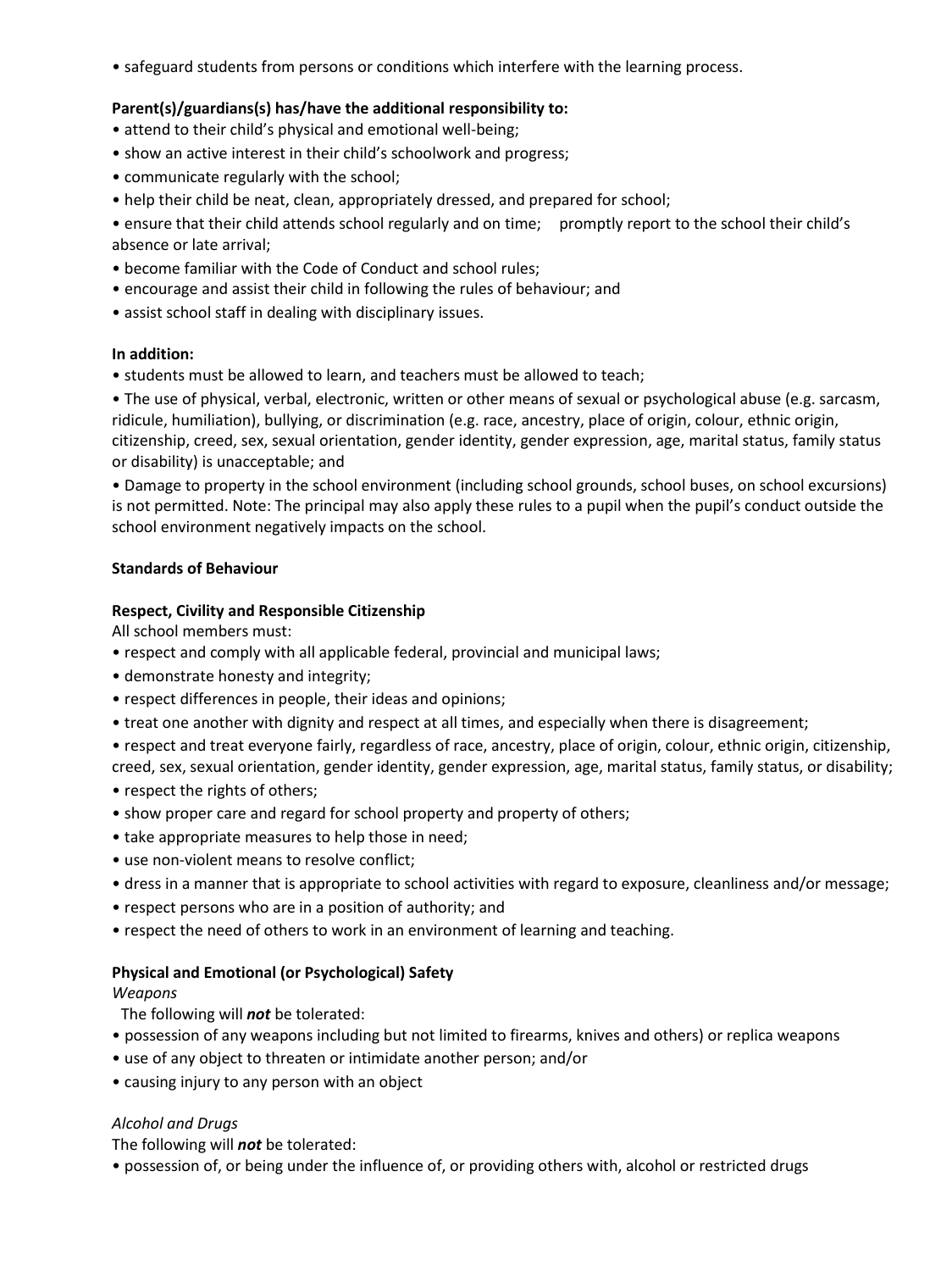- safeguard students from persons or conditions which interfere with the learning process.

**Parent(s)/guardians(s) has/have the additional responsibility to:**

- attend to their child's physical and emotional well-being;
- show an active interest in their child's schoolwork and progress;
- communicate regularly with the school;
- help their child be neat, clean, appropriately dressed, and prepared for school;
- ensure that their child attends school regularly and on time; promptly report to the school their child's absence or late arrival;
- become familiar with the Code of Conduct and school rules;
- encourage and assist their child in following the rules of behaviour; and
- assist school staff in dealing with disciplinary issues.

**In addition:**

- students must be allowed to learn, and teachers must be allowed to teach;
- The use of physical, verbal, electronic, written or other means of sexual or psychological abuse (e.g. sarcasm, ridicule, humiliation), bullying, or discrimination (e.g. race, ancestry, place of origin, colour, ethnic origin, citizenship, creed, sex, sexual orientation, gender identity, gender expression, age, marital status, family status or disability) is unacceptable; and
- Damage to property in the school environment (including school grounds, school buses, on school excursions) is not permitted. Note: The principal may also apply these rules to a pupil when the pupil's conduct outside the school environment negatively impacts on the school.

**Standards of Behaviour**

**Respect, Civility and Responsible Citizenship**

All school members must:

- respect and comply with all applicable federal, provincial and municipal laws;
- demonstrate honesty and integrity;
- respect differences in people, their ideas and opinions;
- treat one another with dignity and respect at all times, and especially when there is disagreement;
- respect and treat everyone fairly, regardless of race, ancestry, place of origin, colour, ethnic origin, citizenship, creed, sex, sexual orientation, gender identity, gender expression, age, marital status, family status, or disability;
- respect the rights of others;
- show proper care and regard for school property and property of others;
- take appropriate measures to help those in need;
- use non-violent means to resolve conflict;
- dress in a manner that is appropriate to school activities with regard to exposure, cleanliness and/or message;
- respect persons who are in a position of authority; and
- respect the need of others to work in an environment of learning and teaching.

**Physical and Emotional (or Psychological) Safety**

*Weapons*

The following will ***not*** be tolerated:

- possession of any weapons including but not limited to firearms, knives and others) or replica weapons
- use of any object to threaten or intimidate another person; and/or
- causing injury to any person with an object

*Alcohol and Drugs*

The following will ***not*** be tolerated:

- possession of, or being under the influence of, or providing others with, alcohol or restricted drugs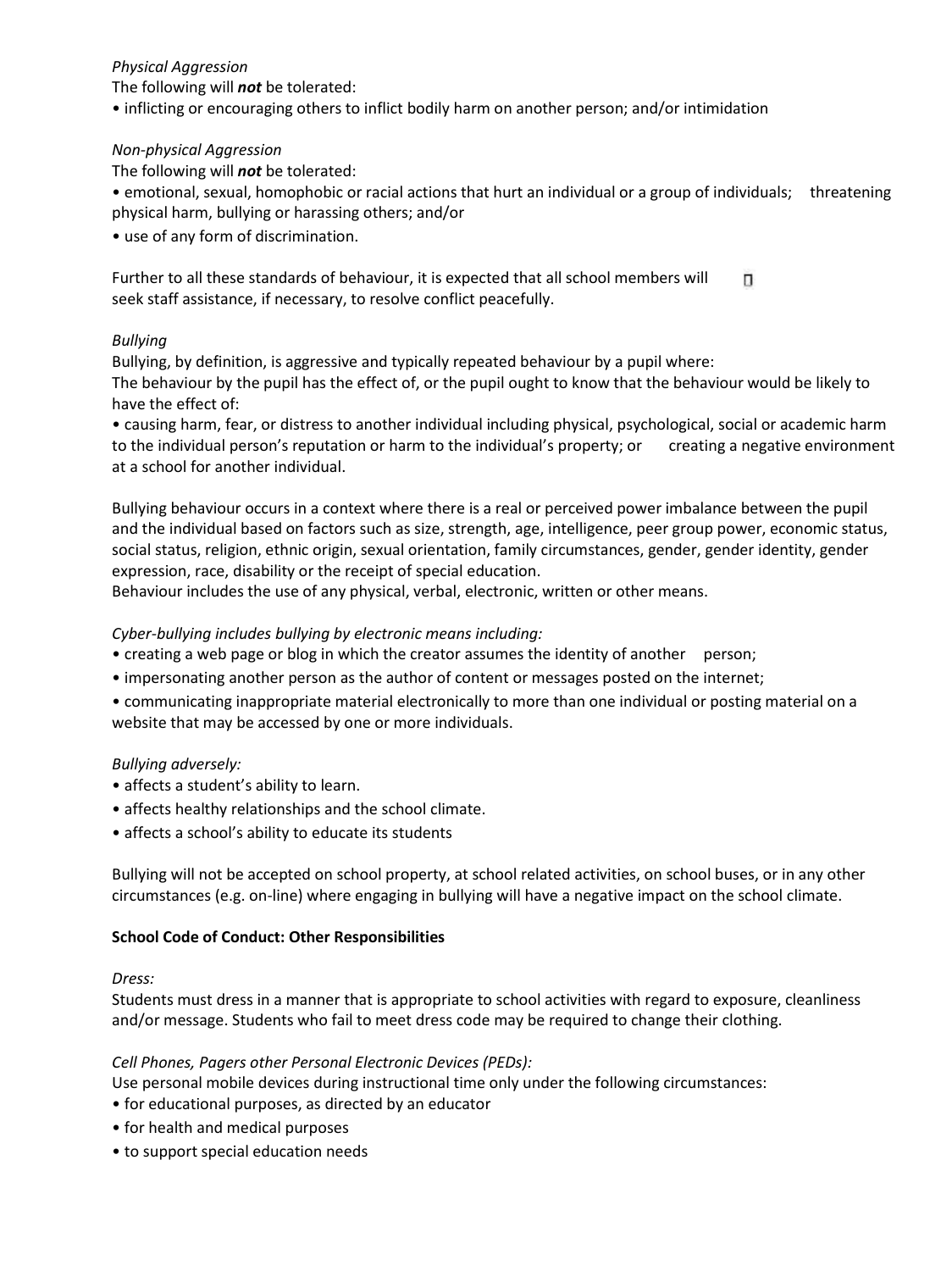*Physical Aggression*

The following will ***not*** be tolerated:

• inflicting or encouraging others to inflict bodily harm on another person; and/or intimidation

*Non-physical Aggression*

The following will ***not*** be tolerated:

• emotional, sexual, homophobic or racial actions that hurt an individual or a group of individuals; threatening physical harm, bullying or harassing others; and/or

• use of any form of discrimination.

Further to all these standards of behaviour, it is expected that all school members will seek staff assistance, if necessary, to resolve conflict peacefully.

*Bullying*

Bullying, by definition, is aggressive and typically repeated behaviour by a pupil where:

The behaviour by the pupil has the effect of, or the pupil ought to know that the behaviour would be likely to have the effect of:

• causing harm, fear, or distress to another individual including physical, psychological, social or academic harm to the individual person's reputation or harm to the individual's property; or creating a negative environment at a school for another individual.

Bullying behaviour occurs in a context where there is a real or perceived power imbalance between the pupil and the individual based on factors such as size, strength, age, intelligence, peer group power, economic status, social status, religion, ethnic origin, sexual orientation, family circumstances, gender, gender identity, gender expression, race, disability or the receipt of special education.

Behaviour includes the use of any physical, verbal, electronic, written or other means.

*Cyber-bullying includes bullying by electronic means including:*

• creating a web page or blog in which the creator assumes the identity of another person;

• impersonating another person as the author of content or messages posted on the internet;

• communicating inappropriate material electronically to more than one individual or posting material on a website that may be accessed by one or more individuals.

*Bullying adversely:*

• affects a student's ability to learn.

• affects healthy relationships and the school climate.

• affects a school's ability to educate its students

Bullying will not be accepted on school property, at school related activities, on school buses, or in any other circumstances (e.g. on-line) where engaging in bullying will have a negative impact on the school climate.

**School Code of Conduct: Other Responsibilities**

*Dress:*

Students must dress in a manner that is appropriate to school activities with regard to exposure, cleanliness and/or message. Students who fail to meet dress code may be required to change their clothing.

*Cell Phones, Pagers other Personal Electronic Devices (PEDs):*

Use personal mobile devices during instructional time only under the following circumstances:

• for educational purposes, as directed by an educator

• for health and medical purposes

• to support special education needs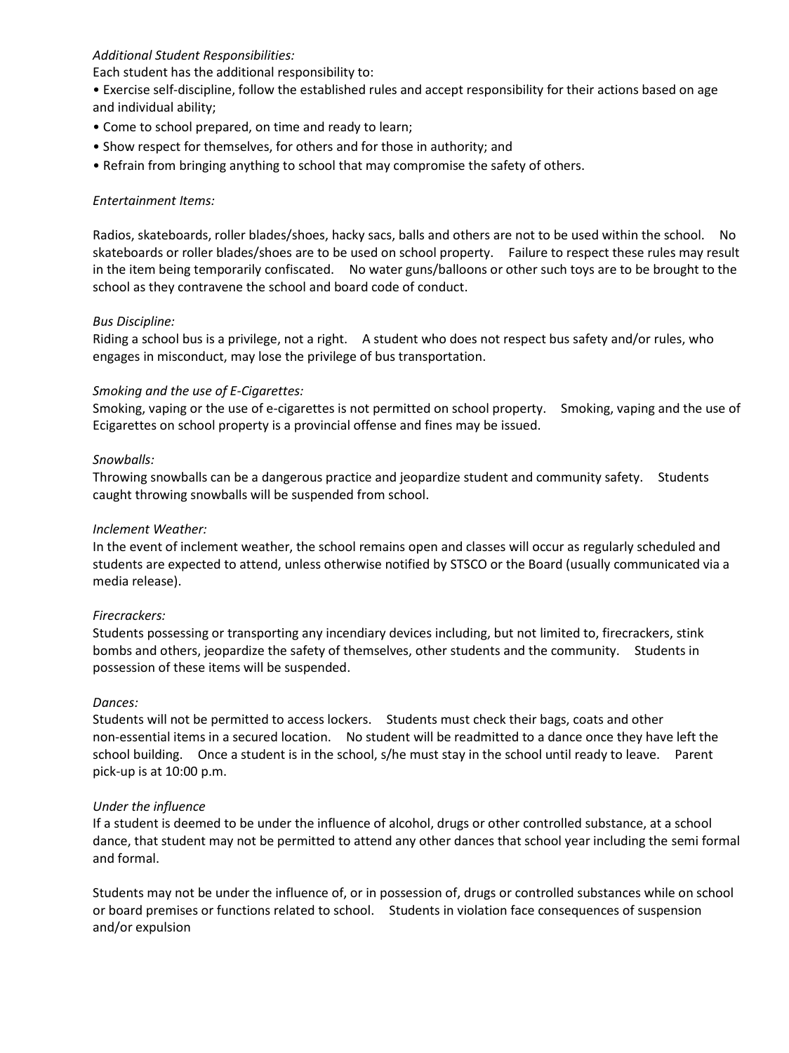*Additional Student Responsibilities:*

Each student has the additional responsibility to:

- Exercise self-discipline, follow the established rules and accept responsibility for their actions based on age and individual ability;
- Come to school prepared, on time and ready to learn;
- Show respect for themselves, for others and for those in authority; and
- Refrain from bringing anything to school that may compromise the safety of others.

*Entertainment Items:*

Radios, skateboards, roller blades/shoes, hacky sacs, balls and others are not to be used within the school. No skateboards or roller blades/shoes are to be used on school property. Failure to respect these rules may result in the item being temporarily confiscated. No water guns/balloons or other such toys are to be brought to the school as they contravene the school and board code of conduct.

*Bus Discipline:*

Riding a school bus is a privilege, not a right. A student who does not respect bus safety and/or rules, who engages in misconduct, may lose the privilege of bus transportation.

*Smoking and the use of E-Cigarettes:*

Smoking, vaping or the use of e-cigarettes is not permitted on school property. Smoking, vaping and the use of Ecigarettes on school property is a provincial offense and fines may be issued.

*Snowballs:*

Throwing snowballs can be a dangerous practice and jeopardize student and community safety. Students caught throwing snowballs will be suspended from school.

*Inclement Weather:*

In the event of inclement weather, the school remains open and classes will occur as regularly scheduled and students are expected to attend, unless otherwise notified by STSCO or the Board (usually communicated via a media release).

*Firecrackers:*

Students possessing or transporting any incendiary devices including, but not limited to, firecrackers, stink bombs and others, jeopardize the safety of themselves, other students and the community. Students in possession of these items will be suspended.

*Dances:*

Students will not be permitted to access lockers. Students must check their bags, coats and other non-essential items in a secured location. No student will be readmitted to a dance once they have left the school building. Once a student is in the school, s/he must stay in the school until ready to leave. Parent pick-up is at 10:00 p.m.

*Under the influence*

If a student is deemed to be under the influence of alcohol, drugs or other controlled substance, at a school dance, that student may not be permitted to attend any other dances that school year including the semi formal and formal.

Students may not be under the influence of, or in possession of, drugs or controlled substances while on school or board premises or functions related to school. Students in violation face consequences of suspension and/or expulsion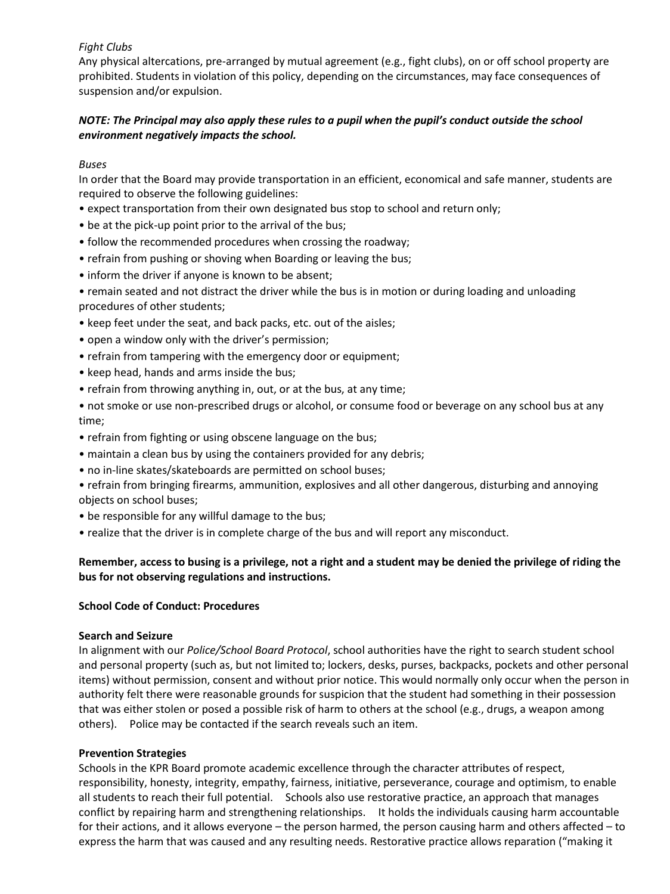*Fight Clubs*

Any physical altercations, pre-arranged by mutual agreement (e.g., fight clubs), on or off school property are prohibited. Students in violation of this policy, depending on the circumstances, may face consequences of suspension and/or expulsion.

***NOTE: The Principal may also apply these rules to a pupil when the pupil's conduct outside the school environment negatively impacts the school.***

*Buses*

In order that the Board may provide transportation in an efficient, economical and safe manner, students are required to observe the following guidelines:

- expect transportation from their own designated bus stop to school and return only;
- be at the pick-up point prior to the arrival of the bus;
- follow the recommended procedures when crossing the roadway;
- refrain from pushing or shoving when Boarding or leaving the bus;
- inform the driver if anyone is known to be absent;
- remain seated and not distract the driver while the bus is in motion or during loading and unloading procedures of other students;
- keep feet under the seat, and back packs, etc. out of the aisles;
- open a window only with the driver's permission;
- refrain from tampering with the emergency door or equipment;
- keep head, hands and arms inside the bus;
- refrain from throwing anything in, out, or at the bus, at any time;
- not smoke or use non-prescribed drugs or alcohol, or consume food or beverage on any school bus at any time;
- refrain from fighting or using obscene language on the bus;
- maintain a clean bus by using the containers provided for any debris;
- no in-line skates/skateboards are permitted on school buses;
- refrain from bringing firearms, ammunition, explosives and all other dangerous, disturbing and annoying objects on school buses;
- be responsible for any willful damage to the bus;
- realize that the driver is in complete charge of the bus and will report any misconduct.

**Remember, access to busing is a privilege, not a right and a student may be denied the privilege of riding the bus for not observing regulations and instructions.**

**School Code of Conduct: Procedures**

**Search and Seizure**

In alignment with our *Police/School Board Protocol*, school authorities have the right to search student school and personal property (such as, but not limited to; lockers, desks, purses, backpacks, pockets and other personal items) without permission, consent and without prior notice. This would normally only occur when the person in authority felt there were reasonable grounds for suspicion that the student had something in their possession that was either stolen or posed a possible risk of harm to others at the school (e.g., drugs, a weapon among others). Police may be contacted if the search reveals such an item.

**Prevention Strategies**

Schools in the KPR Board promote academic excellence through the character attributes of respect, responsibility, honesty, integrity, empathy, fairness, initiative, perseverance, courage and optimism, to enable all students to reach their full potential. Schools also use restorative practice, an approach that manages conflict by repairing harm and strengthening relationships. It holds the individuals causing harm accountable for their actions, and it allows everyone – the person harmed, the person causing harm and others affected – to express the harm that was caused and any resulting needs. Restorative practice allows reparation ("making it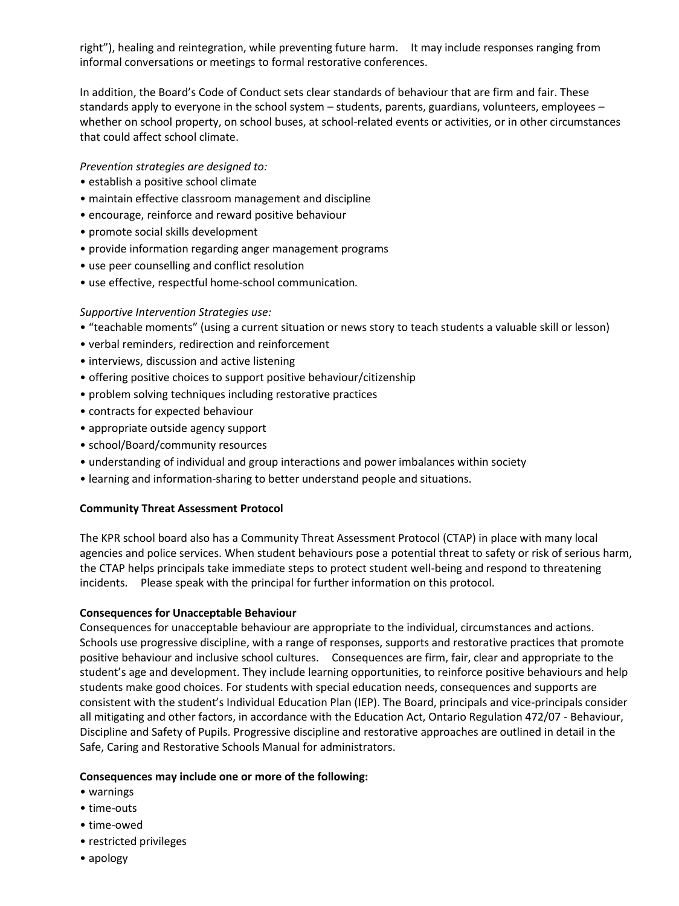right"), healing and reintegration, while preventing future harm. It may include responses ranging from informal conversations or meetings to formal restorative conferences.

In addition, the Board's Code of Conduct sets clear standards of behaviour that are firm and fair. These standards apply to everyone in the school system – students, parents, guardians, volunteers, employees – whether on school property, on school buses, at school-related events or activities, or in other circumstances that could affect school climate.

*Prevention strategies are designed to:*

- establish a positive school climate
- maintain effective classroom management and discipline
- encourage, reinforce and reward positive behaviour
- promote social skills development
- provide information regarding anger management programs
- use peer counselling and conflict resolution
- use effective, respectful home-school communication.

*Supportive Intervention Strategies use:*

- "teachable moments" (using a current situation or news story to teach students a valuable skill or lesson)
- verbal reminders, redirection and reinforcement
- interviews, discussion and active listening
- offering positive choices to support positive behaviour/citizenship
- problem solving techniques including restorative practices
- contracts for expected behaviour
- appropriate outside agency support
- school/Board/community resources
- understanding of individual and group interactions and power imbalances within society
- learning and information-sharing to better understand people and situations.

**Community Threat Assessment Protocol**

The KPR school board also has a Community Threat Assessment Protocol (CTAP) in place with many local agencies and police services. When student behaviours pose a potential threat to safety or risk of serious harm, the CTAP helps principals take immediate steps to protect student well-being and respond to threatening incidents. Please speak with the principal for further information on this protocol.

**Consequences for Unacceptable Behaviour**

Consequences for unacceptable behaviour are appropriate to the individual, circumstances and actions. Schools use progressive discipline, with a range of responses, supports and restorative practices that promote positive behaviour and inclusive school cultures. Consequences are firm, fair, clear and appropriate to the student's age and development. They include learning opportunities, to reinforce positive behaviours and help students make good choices. For students with special education needs, consequences and supports are consistent with the student's Individual Education Plan (IEP). The Board, principals and vice-principals consider all mitigating and other factors, in accordance with the Education Act, Ontario Regulation 472/07 - Behaviour, Discipline and Safety of Pupils. Progressive discipline and restorative approaches are outlined in detail in the Safe, Caring and Restorative Schools Manual for administrators.

**Consequences may include one or more of the following:**

- warnings
- time-outs
- time-owed
- restricted privileges
- apology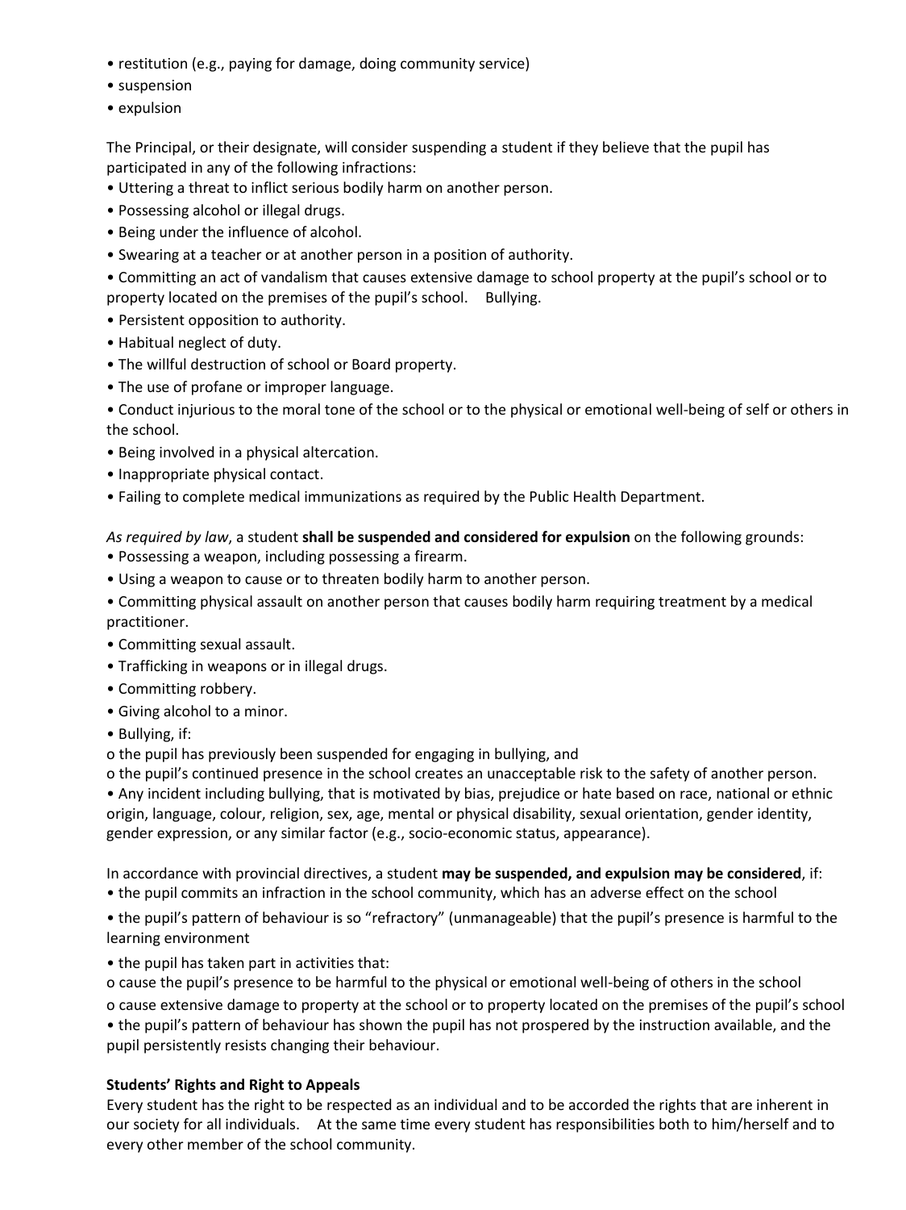- restitution (e.g., paying for damage, doing community service)
- suspension
- expulsion

The Principal, or their designate, will consider suspending a student if they believe that the pupil has participated in any of the following infractions:

- Uttering a threat to inflict serious bodily harm on another person.
- Possessing alcohol or illegal drugs.
- Being under the influence of alcohol.
- Swearing at a teacher or at another person in a position of authority.
- Committing an act of vandalism that causes extensive damage to school property at the pupil's school or to property located on the premises of the pupil's school.  Bullying.
- Persistent opposition to authority.
- Habitual neglect of duty.
- The willful destruction of school or Board property.
- The use of profane or improper language.
- Conduct injurious to the moral tone of the school or to the physical or emotional well-being of self or others in the school.
- Being involved in a physical altercation.
- Inappropriate physical contact.
- Failing to complete medical immunizations as required by the Public Health Department.

*As required by law*, a student **shall be suspended and considered for expulsion** on the following grounds:

- Possessing a weapon, including possessing a firearm.
- Using a weapon to cause or to threaten bodily harm to another person.
- Committing physical assault on another person that causes bodily harm requiring treatment by a medical practitioner.
- Committing sexual assault.
- Trafficking in weapons or in illegal drugs.
- Committing robbery.
- Giving alcohol to a minor.
- Bullying, if:
  - the pupil has previously been suspended for engaging in bullying, and
  - the pupil's continued presence in the school creates an unacceptable risk to the safety of another person.
- Any incident including bullying, that is motivated by bias, prejudice or hate based on race, national or ethnic origin, language, colour, religion, sex, age, mental or physical disability, sexual orientation, gender identity, gender expression, or any similar factor (e.g., socio-economic status, appearance).

In accordance with provincial directives, a student **may be suspended, and expulsion may be considered**, if:

- the pupil commits an infraction in the school community, which has an adverse effect on the school
- the pupil's pattern of behaviour is so "refractory" (unmanageable) that the pupil's presence is harmful to the learning environment
- the pupil has taken part in activities that:
  - cause the pupil's presence to be harmful to the physical or emotional well-being of others in the school
  - cause extensive damage to property at the school or to property located on the premises of the pupil's school
- the pupil's pattern of behaviour has shown the pupil has not prospered by the instruction available, and the pupil persistently resists changing their behaviour.

**Students' Rights and Right to Appeals**

Every student has the right to be respected as an individual and to be accorded the rights that are inherent in our society for all individuals.  At the same time every student has responsibilities both to him/herself and to every other member of the school community.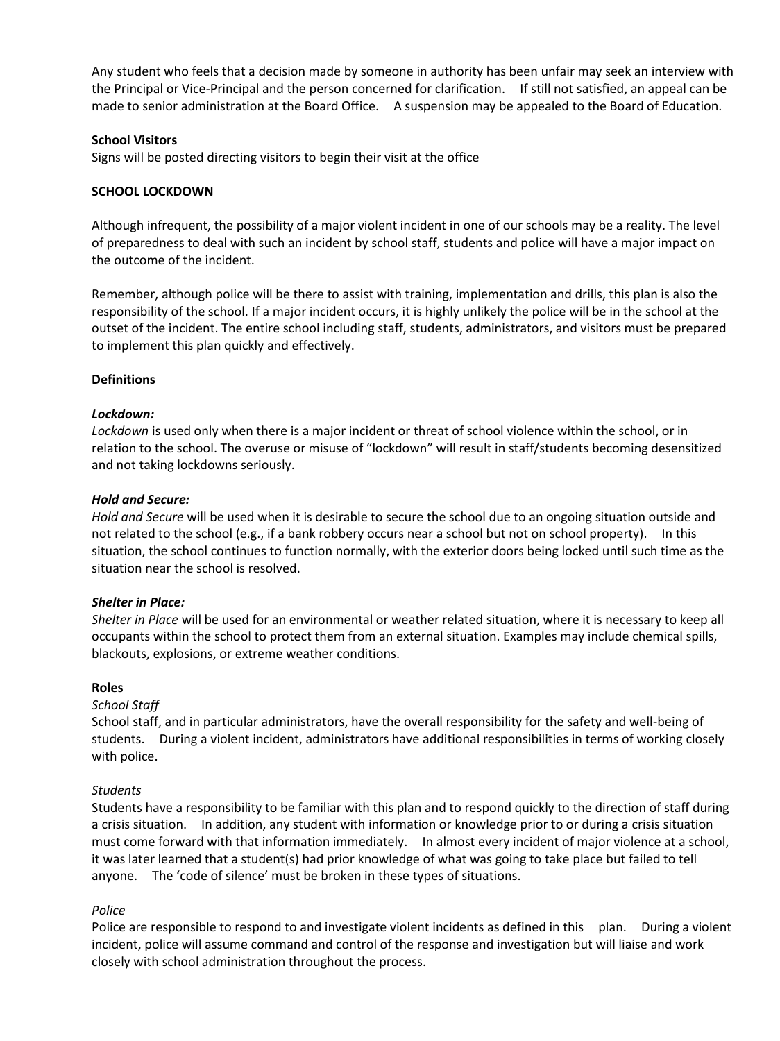Any student who feels that a decision made by someone in authority has been unfair may seek an interview with the Principal or Vice-Principal and the person concerned for clarification. If still not satisfied, an appeal can be made to senior administration at the Board Office. A suspension may be appealed to the Board of Education.

**School Visitors**

Signs will be posted directing visitors to begin their visit at the office

## SCHOOL LOCKDOWN

Although infrequent, the possibility of a major violent incident in one of our schools may be a reality. The level of preparedness to deal with such an incident by school staff, students and police will have a major impact on the outcome of the incident.

Remember, although police will be there to assist with training, implementation and drills, this plan is also the responsibility of the school. If a major incident occurs, it is highly unlikely the police will be in the school at the outset of the incident. The entire school including staff, students, administrators, and visitors must be prepared to implement this plan quickly and effectively.

### Definitions

***Lockdown:***

*Lockdown* is used only when there is a major incident or threat of school violence within the school, or in relation to the school. The overuse or misuse of "lockdown" will result in staff/students becoming desensitized and not taking lockdowns seriously.

***Hold and Secure:***

*Hold and Secure* will be used when it is desirable to secure the school due to an ongoing situation outside and not related to the school (e.g., if a bank robbery occurs near a school but not on school property). In this situation, the school continues to function normally, with the exterior doors being locked until such time as the situation near the school is resolved.

***Shelter in Place:***

*Shelter in Place* will be used for an environmental or weather related situation, where it is necessary to keep all occupants within the school to protect them from an external situation. Examples may include chemical spills, blackouts, explosions, or extreme weather conditions.

### Roles

*School Staff*

School staff, and in particular administrators, have the overall responsibility for the safety and well-being of students. During a violent incident, administrators have additional responsibilities in terms of working closely with police.

*Students*

Students have a responsibility to be familiar with this plan and to respond quickly to the direction of staff during a crisis situation. In addition, any student with information or knowledge prior to or during a crisis situation must come forward with that information immediately. In almost every incident of major violence at a school, it was later learned that a student(s) had prior knowledge of what was going to take place but failed to tell anyone. The 'code of silence' must be broken in these types of situations.

*Police*

Police are responsible to respond to and investigate violent incidents as defined in this plan. During a violent incident, police will assume command and control of the response and investigation but will liaise and work closely with school administration throughout the process.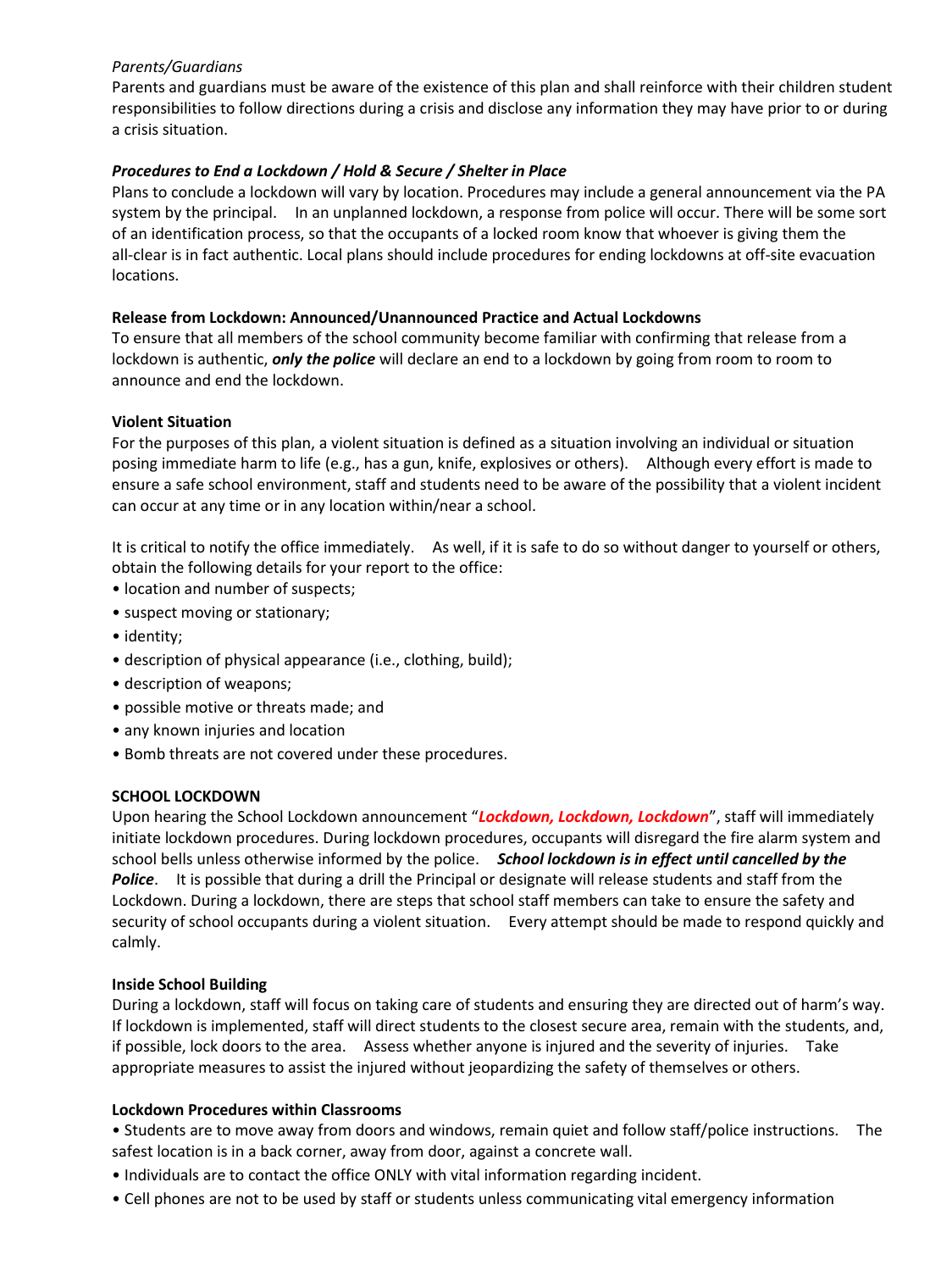*Parents/Guardians*

Parents and guardians must be aware of the existence of this plan and shall reinforce with their children student responsibilities to follow directions during a crisis and disclose any information they may have prior to or during a crisis situation.

***Procedures to End a Lockdown / Hold & Secure / Shelter in Place***

Plans to conclude a lockdown will vary by location. Procedures may include a general announcement via the PA system by the principal. In an unplanned lockdown, a response from police will occur. There will be some sort of an identification process, so that the occupants of a locked room know that whoever is giving them the all-clear is in fact authentic. Local plans should include procedures for ending lockdowns at off-site evacuation locations.

**Release from Lockdown: Announced/Unannounced Practice and Actual Lockdowns**

To ensure that all members of the school community become familiar with confirming that release from a lockdown is authentic, ***only the police*** will declare an end to a lockdown by going from room to room to announce and end the lockdown.

**Violent Situation**

For the purposes of this plan, a violent situation is defined as a situation involving an individual or situation posing immediate harm to life (e.g., has a gun, knife, explosives or others). Although every effort is made to ensure a safe school environment, staff and students need to be aware of the possibility that a violent incident can occur at any time or in any location within/near a school.

It is critical to notify the office immediately. As well, if it is safe to do so without danger to yourself or others, obtain the following details for your report to the office:

- location and number of suspects;
- suspect moving or stationary;
- identity;
- description of physical appearance (i.e., clothing, build);
- description of weapons;
- possible motive or threats made; and
- any known injuries and location
- Bomb threats are not covered under these procedures.

**SCHOOL LOCKDOWN**

Upon hearing the School Lockdown announcement "***Lockdown, Lockdown, Lockdown***", staff will immediately initiate lockdown procedures. During lockdown procedures, occupants will disregard the fire alarm system and school bells unless otherwise informed by the police. ***School lockdown is in effect until cancelled by the Police***. It is possible that during a drill the Principal or designate will release students and staff from the Lockdown. During a lockdown, there are steps that school staff members can take to ensure the safety and security of school occupants during a violent situation. Every attempt should be made to respond quickly and calmly.

**Inside School Building**

During a lockdown, staff will focus on taking care of students and ensuring they are directed out of harm's way. If lockdown is implemented, staff will direct students to the closest secure area, remain with the students, and, if possible, lock doors to the area. Assess whether anyone is injured and the severity of injuries. Take appropriate measures to assist the injured without jeopardizing the safety of themselves or others.

**Lockdown Procedures within Classrooms**

- Students are to move away from doors and windows, remain quiet and follow staff/police instructions. The safest location is in a back corner, away from door, against a concrete wall.
- Individuals are to contact the office ONLY with vital information regarding incident.
- Cell phones are not to be used by staff or students unless communicating vital emergency information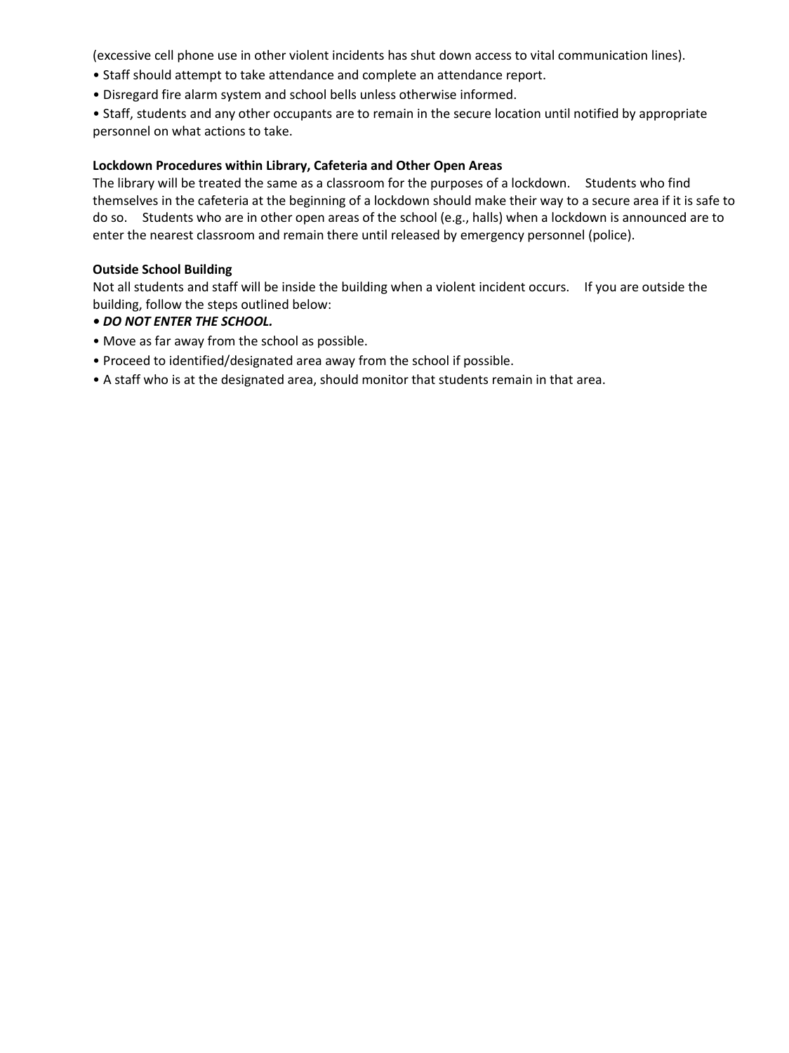(excessive cell phone use in other violent incidents has shut down access to vital communication lines).

- Staff should attempt to take attendance and complete an attendance report.
- Disregard fire alarm system and school bells unless otherwise informed.
- Staff, students and any other occupants are to remain in the secure location until notified by appropriate personnel on what actions to take.

**Lockdown Procedures within Library, Cafeteria and Other Open Areas**

The library will be treated the same as a classroom for the purposes of a lockdown. Students who find themselves in the cafeteria at the beginning of a lockdown should make their way to a secure area if it is safe to do so. Students who are in other open areas of the school (e.g., halls) when a lockdown is announced are to enter the nearest classroom and remain there until released by emergency personnel (police).

**Outside School Building**

Not all students and staff will be inside the building when a violent incident occurs. If you are outside the building, follow the steps outlined below:

- ***DO NOT ENTER THE SCHOOL.***
- Move as far away from the school as possible.
- Proceed to identified/designated area away from the school if possible.
- A staff who is at the designated area, should monitor that students remain in that area.